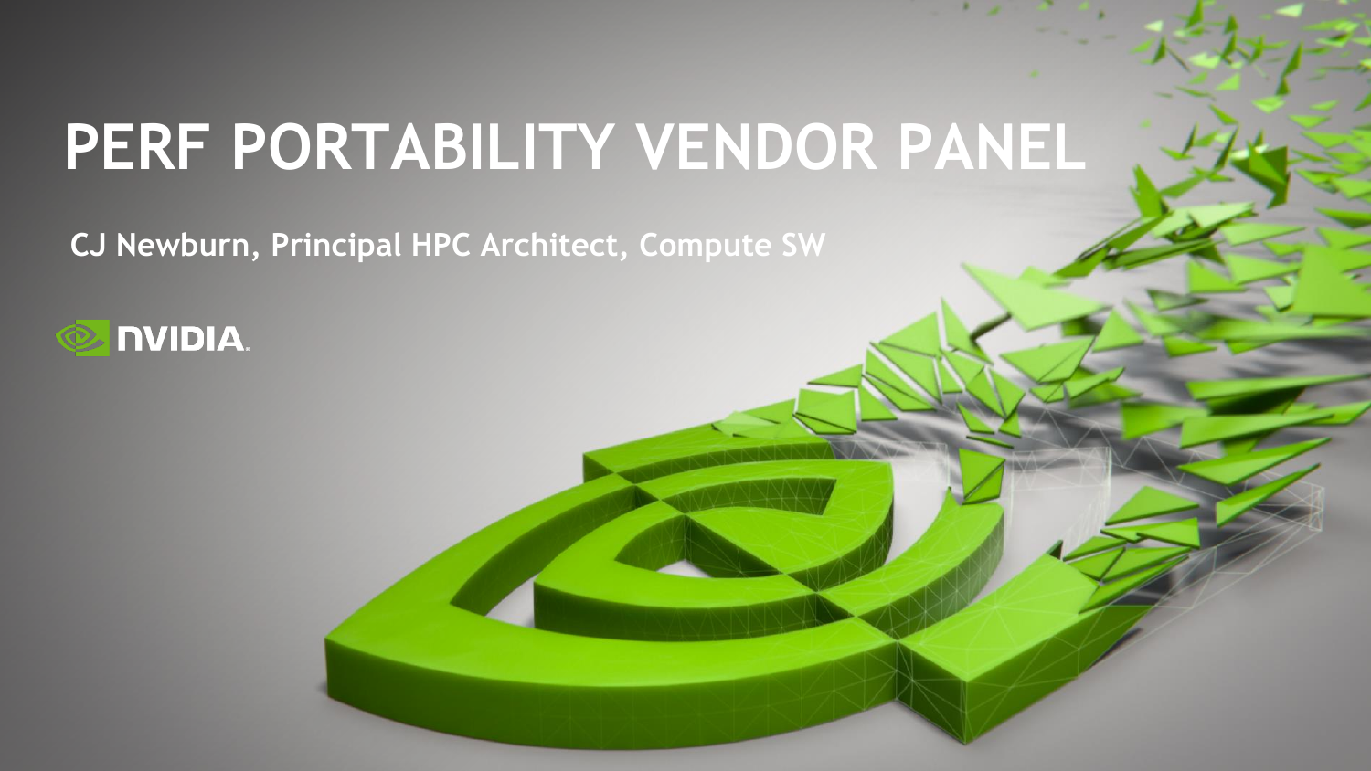# PERF PORTABILITY VENDOR PANEL

**CJ Newburn, Principal HPC Architect, Compute SW**

NVIDIA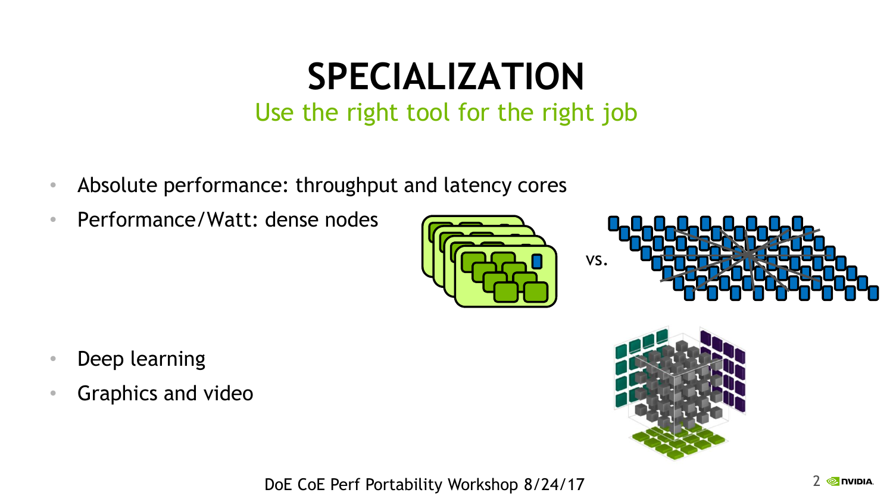# SPECIALIZATION

## Use the right tool for the right job

- Absolute performance: throughput and latency cores
- Performance/Watt: dense nodes

vs.

- Deep learning
- Graphics and video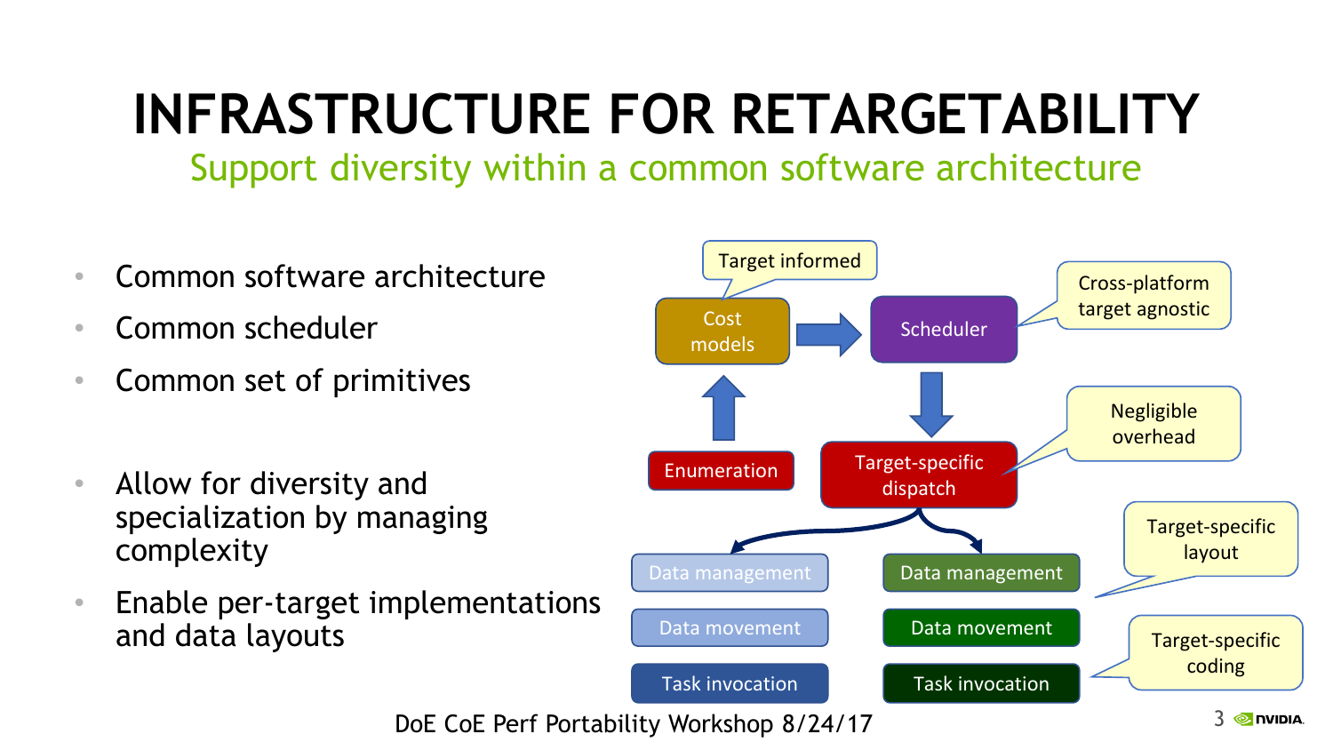# INFRASTRUCTURE FOR RETARGETABILITY

## Support diversity within a common software architecture

- Common software architecture
- Common scheduler
- Common set of primitives

- Allow for diversity and specialization by managing complexity
- Enable per-target implementations and data layouts

Target informed

Cost models → Scheduler

Cross-platform target agnostic

Enumeration

Target-specific dispatch

Negligible overhead

Data management | Data management

Data movement | Data movement

Task invocation | Task invocation

Target-specific layout

Target-specific coding

DoE CoE Perf Portability Workshop 8/24/17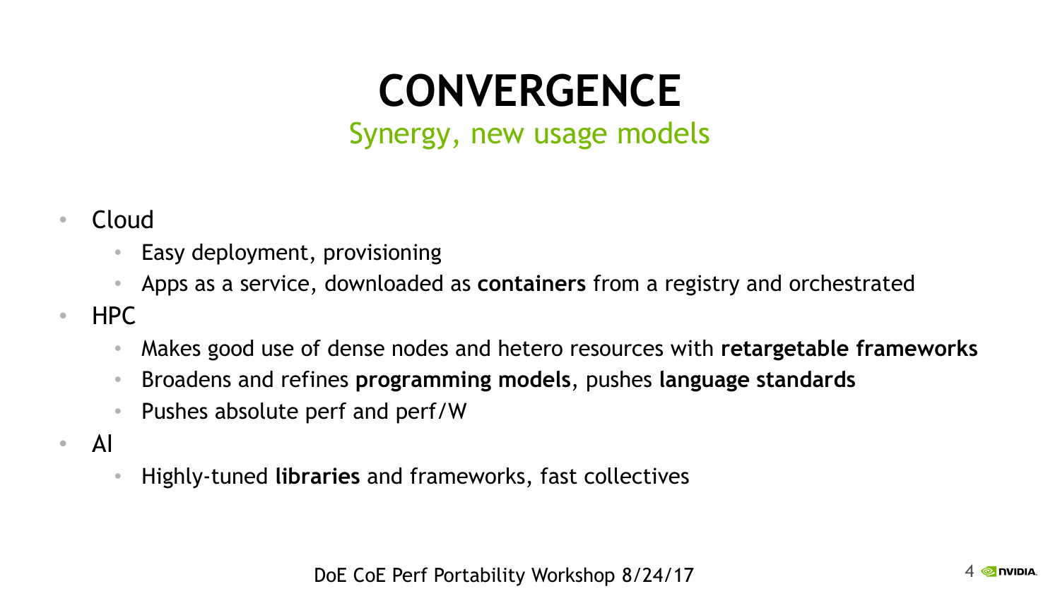# CONVERGENCE

## Synergy, new usage models

- Cloud
  - Easy deployment, provisioning
  - Apps as a service, downloaded as **containers** from a registry and orchestrated
- HPC
  - Makes good use of dense nodes and hetero resources with **retargetable frameworks**
  - Broadens and refines **programming models**, pushes **language standards**
  - Pushes absolute perf and perf/W
- AI
  - Highly-tuned **libraries** and frameworks, fast collectives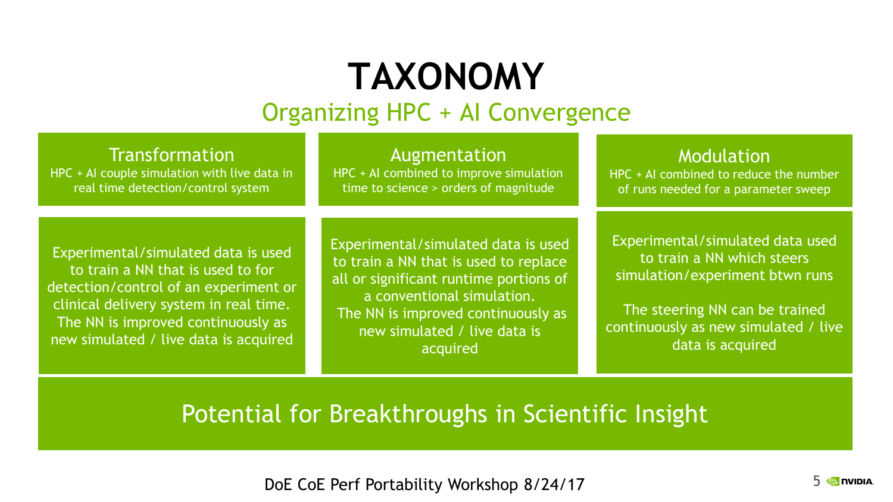# TAXONOMY

## Organizing HPC + AI Convergence

### Transformation

HPC + AI couple simulation with live data in real time detection/control system

Experimental/simulated data is used to train a NN that is used to for detection/control of an experiment or clinical delivery system in real time. The NN is improved continuously as new simulated / live data is acquired

### Augmentation

HPC + AI combined to improve simulation time to science > orders of magnitude

Experimental/simulated data is used to train a NN that is used to replace all or significant runtime portions of a conventional simulation. The NN is improved continuously as new simulated / live data is acquired

### Modulation

HPC + AI combined to reduce the number of runs needed for a parameter sweep

Experimental/simulated data used to train a NN which steers simulation/experiment btwn runs

The steering NN can be trained continuously as new simulated / live data is acquired

**Potential for Breakthroughs in Scientific Insight**

DoE CoE Perf Portability Workshop 8/24/17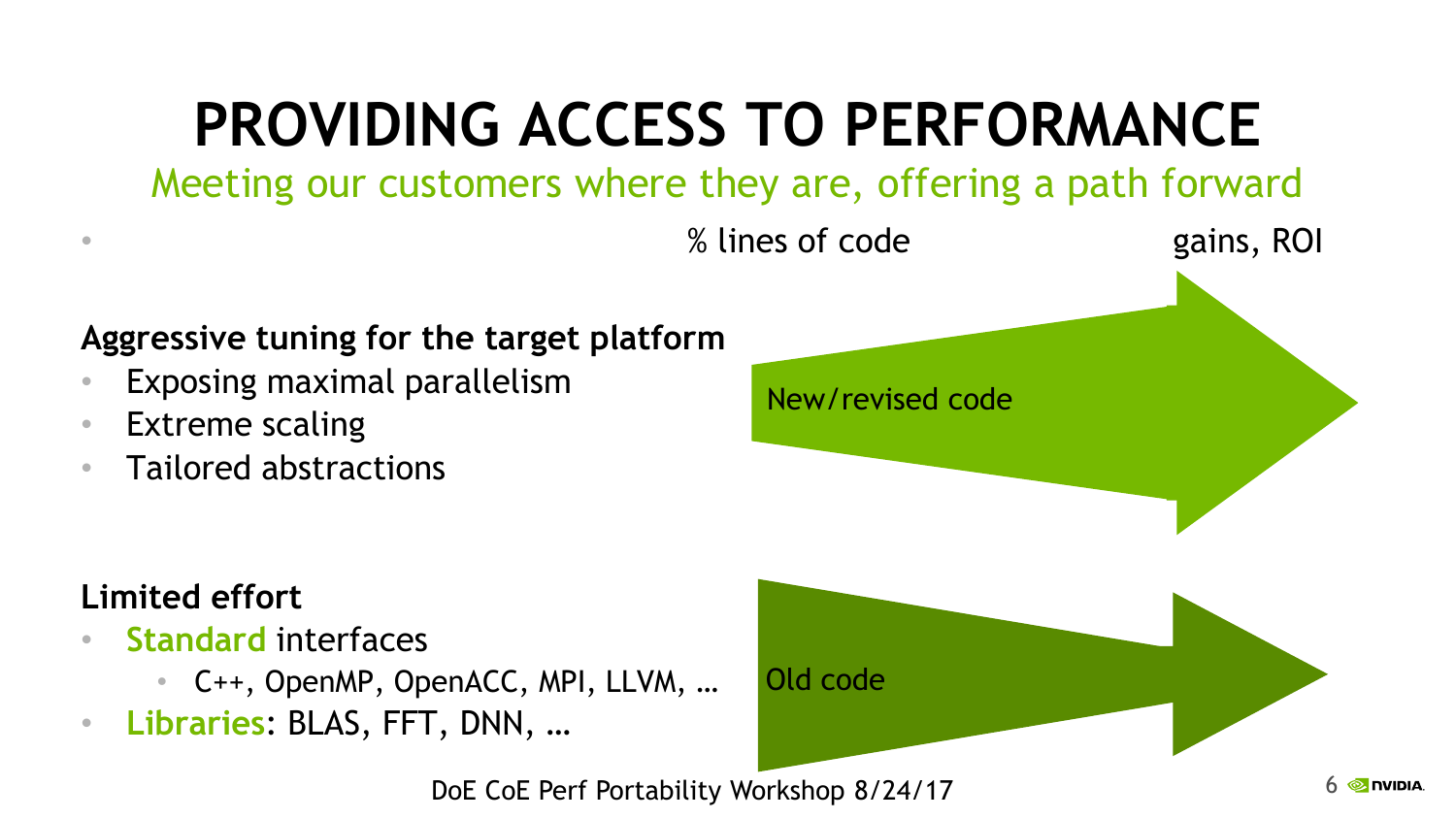# PROVIDING ACCESS TO PERFORMANCE

Meeting our customers where they are, offering a path forward

% lines of code

gains, ROI

**Aggressive tuning for the target platform**

- Exposing maximal parallelism
- Extreme scaling
- Tailored abstractions

New/revised code

**Limited effort**

- Standard interfaces
  - C++, OpenMP, OpenACC, MPI, LLVM, …
- Libraries: BLAS, FFT, DNN, …

Old code

DoE CoE Perf Portability Workshop 8/24/17